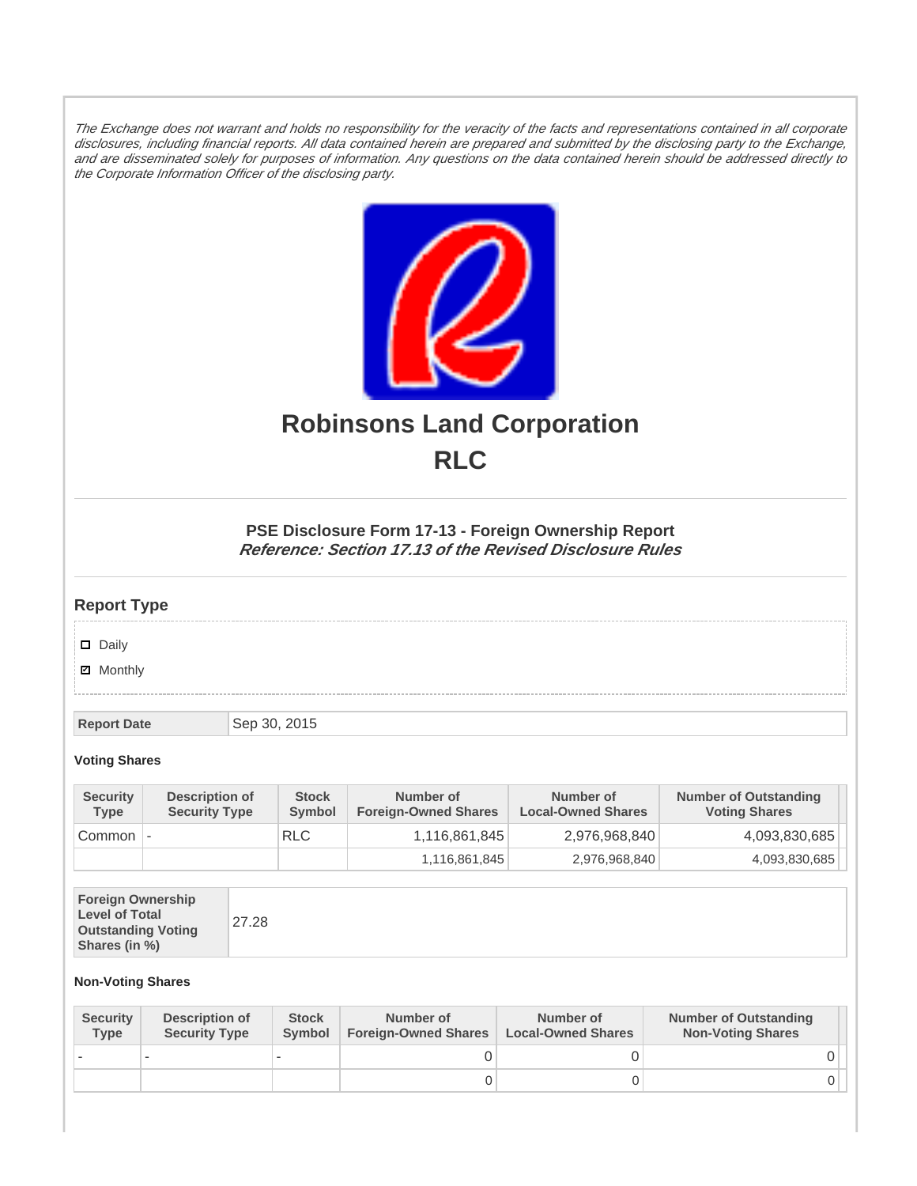*The Exchange does not warrant and holds no responsibility for the veracity of the facts and representations contained in all corporate disclosures, including financial reports. All data contained herein are prepared and submitted by the disclosing party to the Exchange, and are disseminated solely for purposes of information. Any questions on the data contained herein should be addressed directly to the Corporate Information Officer of the disclosing party.*

# Robinsons Land Corporation
# RLC

### PSE Disclosure Form 17-13 - Foreign Ownership Report
***Reference: Section 17.13 of the Revised Disclosure Rules***

## Report Type

- ☐ Daily
- ☑ Monthly

| Report Date | Sep 30, 2015 |
|---|---|

#### Voting Shares

| Security Type | Description of Security Type | Stock Symbol | Number of Foreign-Owned Shares | Number of Local-Owned Shares | Number of Outstanding Voting Shares |
|---|---|---|---|---|---|
| Common | - | RLC | 1,116,861,845 | 2,976,968,840 | 4,093,830,685 |
| | | | 1,116,861,845 | 2,976,968,840 | 4,093,830,685 |

| Foreign Ownership Level of Total Outstanding Voting Shares (in %) | 27.28 |
|---|---|

#### Non-Voting Shares

| Security Type | Description of Security Type | Stock Symbol | Number of Foreign-Owned Shares | Number of Local-Owned Shares | Number of Outstanding Non-Voting Shares |
|---|---|---|---|---|---|
| - | - | - | 0 | 0 | 0 |
| | | | 0 | 0 | 0 |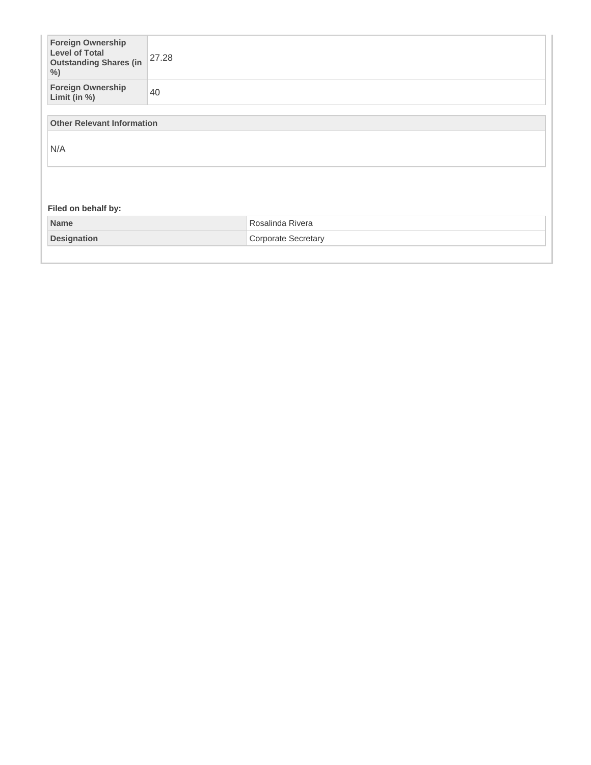| | |
|---|---|
| **Foreign Ownership Level of Total Outstanding Shares (in %)** | 27.28 |
| **Foreign Ownership Limit (in %)** | 40 |

| Other Relevant Information |
|---|
| N/A |

**Filed on behalf by:**

| | |
|---|---|
| **Name** | Rosalinda Rivera |
| **Designation** | Corporate Secretary |